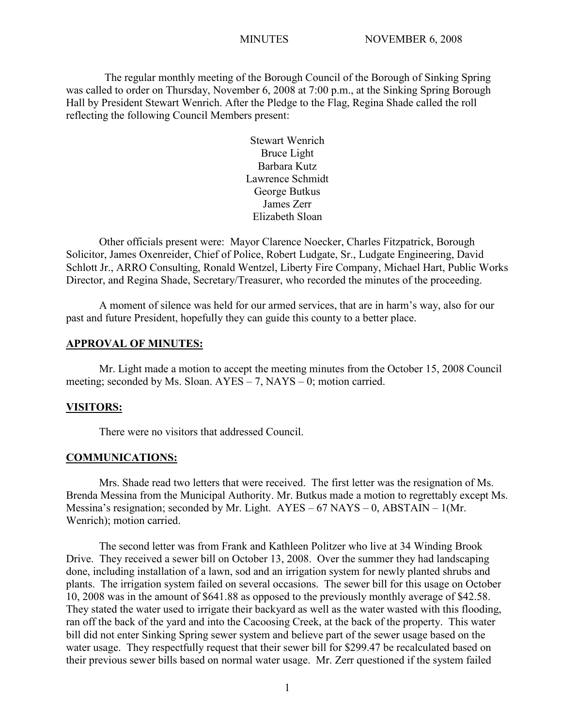MINUTES NOVEMBER 6, 2008

The regular monthly meeting of the Borough Council of the Borough of Sinking Spring was called to order on Thursday, November 6, 2008 at 7:00 p.m., at the Sinking Spring Borough Hall by President Stewart Wenrich. After the Pledge to the Flag, Regina Shade called the roll reflecting the following Council Members present:

Stewart Wenrich
Bruce Light
Barbara Kutz
Lawrence Schmidt
George Butkus
James Zerr
Elizabeth Sloan

Other officials present were: Mayor Clarence Noecker, Charles Fitzpatrick, Borough Solicitor, James Oxenreider, Chief of Police, Robert Ludgate, Sr., Ludgate Engineering, David Schlott Jr., ARRO Consulting, Ronald Wentzel, Liberty Fire Company, Michael Hart, Public Works Director, and Regina Shade, Secretary/Treasurer, who recorded the minutes of the proceeding.

A moment of silence was held for our armed services, that are in harm's way, also for our past and future President, hopefully they can guide this county to a better place.

## APPROVAL OF MINUTES:

Mr. Light made a motion to accept the meeting minutes from the October 15, 2008 Council meeting; seconded by Ms. Sloan. AYES – 7, NAYS – 0; motion carried.

## VISITORS:

There were no visitors that addressed Council.

## COMMUNICATIONS:

Mrs. Shade read two letters that were received. The first letter was the resignation of Ms. Brenda Messina from the Municipal Authority. Mr. Butkus made a motion to regrettably except Ms. Messina's resignation; seconded by Mr. Light. AYES – 67 NAYS – 0, ABSTAIN – 1(Mr. Wenrich); motion carried.

The second letter was from Frank and Kathleen Politzer who live at 34 Winding Brook Drive. They received a sewer bill on October 13, 2008. Over the summer they had landscaping done, including installation of a lawn, sod and an irrigation system for newly planted shrubs and plants. The irrigation system failed on several occasions. The sewer bill for this usage on October 10, 2008 was in the amount of $641.88 as opposed to the previously monthly average of $42.58. They stated the water used to irrigate their backyard as well as the water wasted with this flooding, ran off the back of the yard and into the Cacoosing Creek, at the back of the property. This water bill did not enter Sinking Spring sewer system and believe part of the sewer usage based on the water usage. They respectfully request that their sewer bill for $299.47 be recalculated based on their previous sewer bills based on normal water usage. Mr. Zerr questioned if the system failed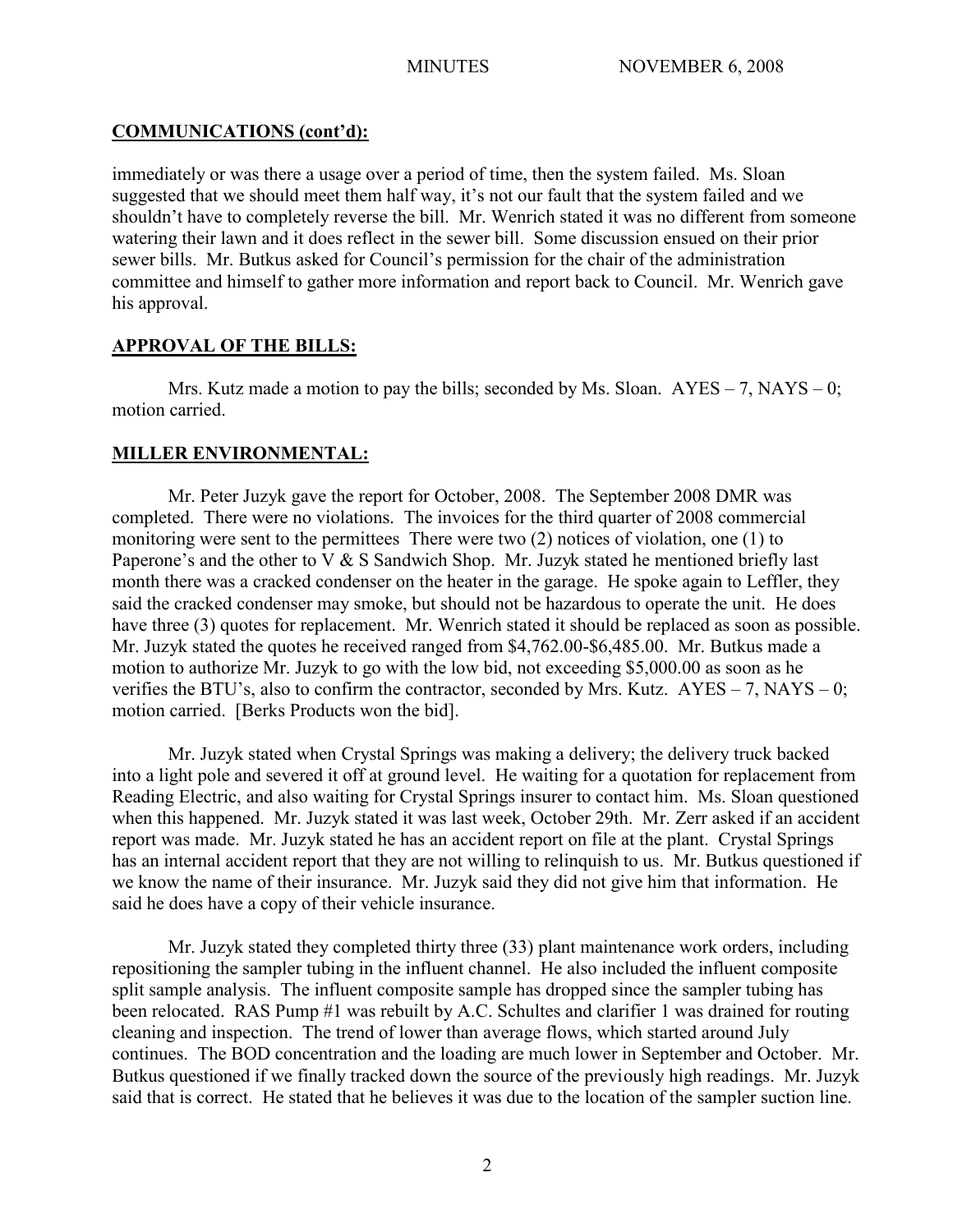## COMMUNICATIONS (cont'd):

immediately or was there a usage over a period of time, then the system failed. Ms. Sloan suggested that we should meet them half way, it's not our fault that the system failed and we shouldn't have to completely reverse the bill. Mr. Wenrich stated it was no different from someone watering their lawn and it does reflect in the sewer bill. Some discussion ensued on their prior sewer bills. Mr. Butkus asked for Council's permission for the chair of the administration committee and himself to gather more information and report back to Council. Mr. Wenrich gave his approval.

## APPROVAL OF THE BILLS:

Mrs. Kutz made a motion to pay the bills; seconded by Ms. Sloan. AYES – 7, NAYS – 0; motion carried.

## MILLER ENVIRONMENTAL:

Mr. Peter Juzyk gave the report for October, 2008. The September 2008 DMR was completed. There were no violations. The invoices for the third quarter of 2008 commercial monitoring were sent to the permittees There were two (2) notices of violation, one (1) to Paperone's and the other to V & S Sandwich Shop. Mr. Juzyk stated he mentioned briefly last month there was a cracked condenser on the heater in the garage. He spoke again to Leffler, they said the cracked condenser may smoke, but should not be hazardous to operate the unit. He does have three (3) quotes for replacement. Mr. Wenrich stated it should be replaced as soon as possible. Mr. Juzyk stated the quotes he received ranged from $4,762.00-$6,485.00. Mr. Butkus made a motion to authorize Mr. Juzyk to go with the low bid, not exceeding $5,000.00 as soon as he verifies the BTU's, also to confirm the contractor, seconded by Mrs. Kutz. AYES – 7, NAYS – 0; motion carried. [Berks Products won the bid].

Mr. Juzyk stated when Crystal Springs was making a delivery; the delivery truck backed into a light pole and severed it off at ground level. He waiting for a quotation for replacement from Reading Electric, and also waiting for Crystal Springs insurer to contact him. Ms. Sloan questioned when this happened. Mr. Juzyk stated it was last week, October 29th. Mr. Zerr asked if an accident report was made. Mr. Juzyk stated he has an accident report on file at the plant. Crystal Springs has an internal accident report that they are not willing to relinquish to us. Mr. Butkus questioned if we know the name of their insurance. Mr. Juzyk said they did not give him that information. He said he does have a copy of their vehicle insurance.

Mr. Juzyk stated they completed thirty three (33) plant maintenance work orders, including repositioning the sampler tubing in the influent channel. He also included the influent composite split sample analysis. The influent composite sample has dropped since the sampler tubing has been relocated. RAS Pump #1 was rebuilt by A.C. Schultes and clarifier 1 was drained for routing cleaning and inspection. The trend of lower than average flows, which started around July continues. The BOD concentration and the loading are much lower in September and October. Mr. Butkus questioned if we finally tracked down the source of the previously high readings. Mr. Juzyk said that is correct. He stated that he believes it was due to the location of the sampler suction line.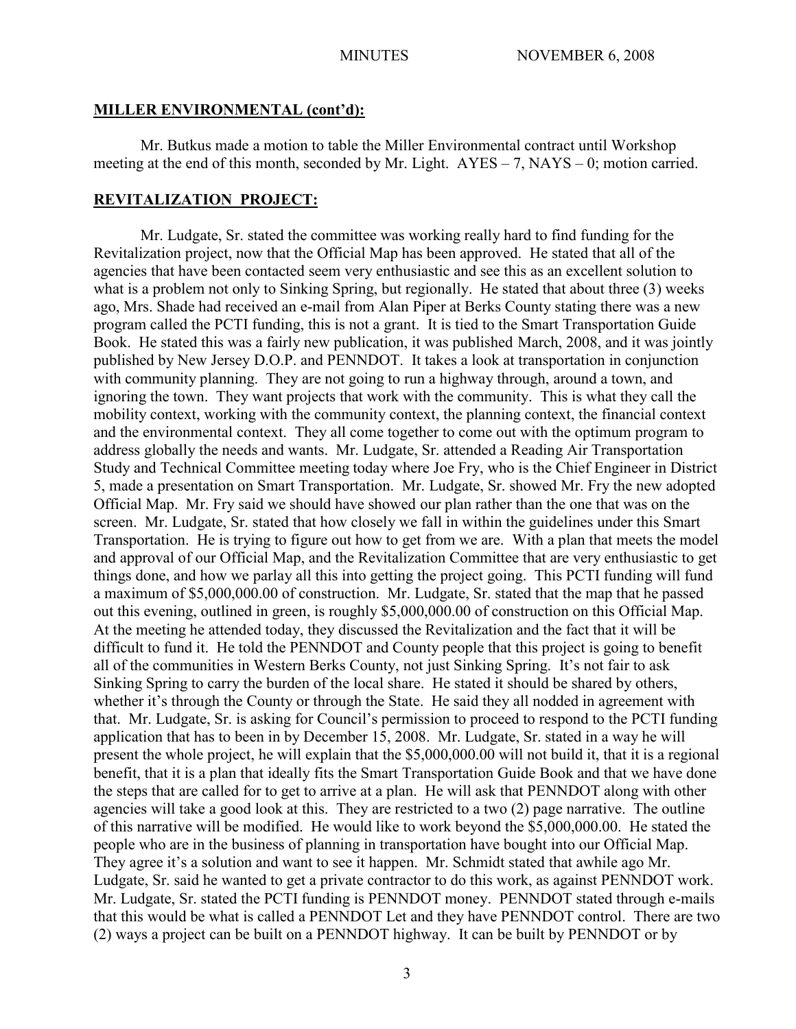## MILLER ENVIRONMENTAL (cont'd):

Mr. Butkus made a motion to table the Miller Environmental contract until Workshop meeting at the end of this month, seconded by Mr. Light. AYES – 7, NAYS – 0; motion carried.

## REVITALIZATION PROJECT:

Mr. Ludgate, Sr. stated the committee was working really hard to find funding for the Revitalization project, now that the Official Map has been approved. He stated that all of the agencies that have been contacted seem very enthusiastic and see this as an excellent solution to what is a problem not only to Sinking Spring, but regionally. He stated that about three (3) weeks ago, Mrs. Shade had received an e-mail from Alan Piper at Berks County stating there was a new program called the PCTI funding, this is not a grant. It is tied to the Smart Transportation Guide Book. He stated this was a fairly new publication, it was published March, 2008, and it was jointly published by New Jersey D.O.P. and PENNDOT. It takes a look at transportation in conjunction with community planning. They are not going to run a highway through, around a town, and ignoring the town. They want projects that work with the community. This is what they call the mobility context, working with the community context, the planning context, the financial context and the environmental context. They all come together to come out with the optimum program to address globally the needs and wants. Mr. Ludgate, Sr. attended a Reading Air Transportation Study and Technical Committee meeting today where Joe Fry, who is the Chief Engineer in District 5, made a presentation on Smart Transportation. Mr. Ludgate, Sr. showed Mr. Fry the new adopted Official Map. Mr. Fry said we should have showed our plan rather than the one that was on the screen. Mr. Ludgate, Sr. stated that how closely we fall in within the guidelines under this Smart Transportation. He is trying to figure out how to get from we are. With a plan that meets the model and approval of our Official Map, and the Revitalization Committee that are very enthusiastic to get things done, and how we parlay all this into getting the project going. This PCTI funding will fund a maximum of $5,000,000.00 of construction. Mr. Ludgate, Sr. stated that the map that he passed out this evening, outlined in green, is roughly $5,000,000.00 of construction on this Official Map. At the meeting he attended today, they discussed the Revitalization and the fact that it will be difficult to fund it. He told the PENNDOT and County people that this project is going to benefit all of the communities in Western Berks County, not just Sinking Spring. It's not fair to ask Sinking Spring to carry the burden of the local share. He stated it should be shared by others, whether it's through the County or through the State. He said they all nodded in agreement with that. Mr. Ludgate, Sr. is asking for Council's permission to proceed to respond to the PCTI funding application that has to been in by December 15, 2008. Mr. Ludgate, Sr. stated in a way he will present the whole project, he will explain that the $5,000,000.00 will not build it, that it is a regional benefit, that it is a plan that ideally fits the Smart Transportation Guide Book and that we have done the steps that are called for to get to arrive at a plan. He will ask that PENNDOT along with other agencies will take a good look at this. They are restricted to a two (2) page narrative. The outline of this narrative will be modified. He would like to work beyond the $5,000,000.00. He stated the people who are in the business of planning in transportation have bought into our Official Map. They agree it's a solution and want to see it happen. Mr. Schmidt stated that awhile ago Mr. Ludgate, Sr. said he wanted to get a private contractor to do this work, as against PENNDOT work. Mr. Ludgate, Sr. stated the PCTI funding is PENNDOT money. PENNDOT stated through e-mails that this would be what is called a PENNDOT Let and they have PENNDOT control. There are two (2) ways a project can be built on a PENNDOT highway. It can be built by PENNDOT or by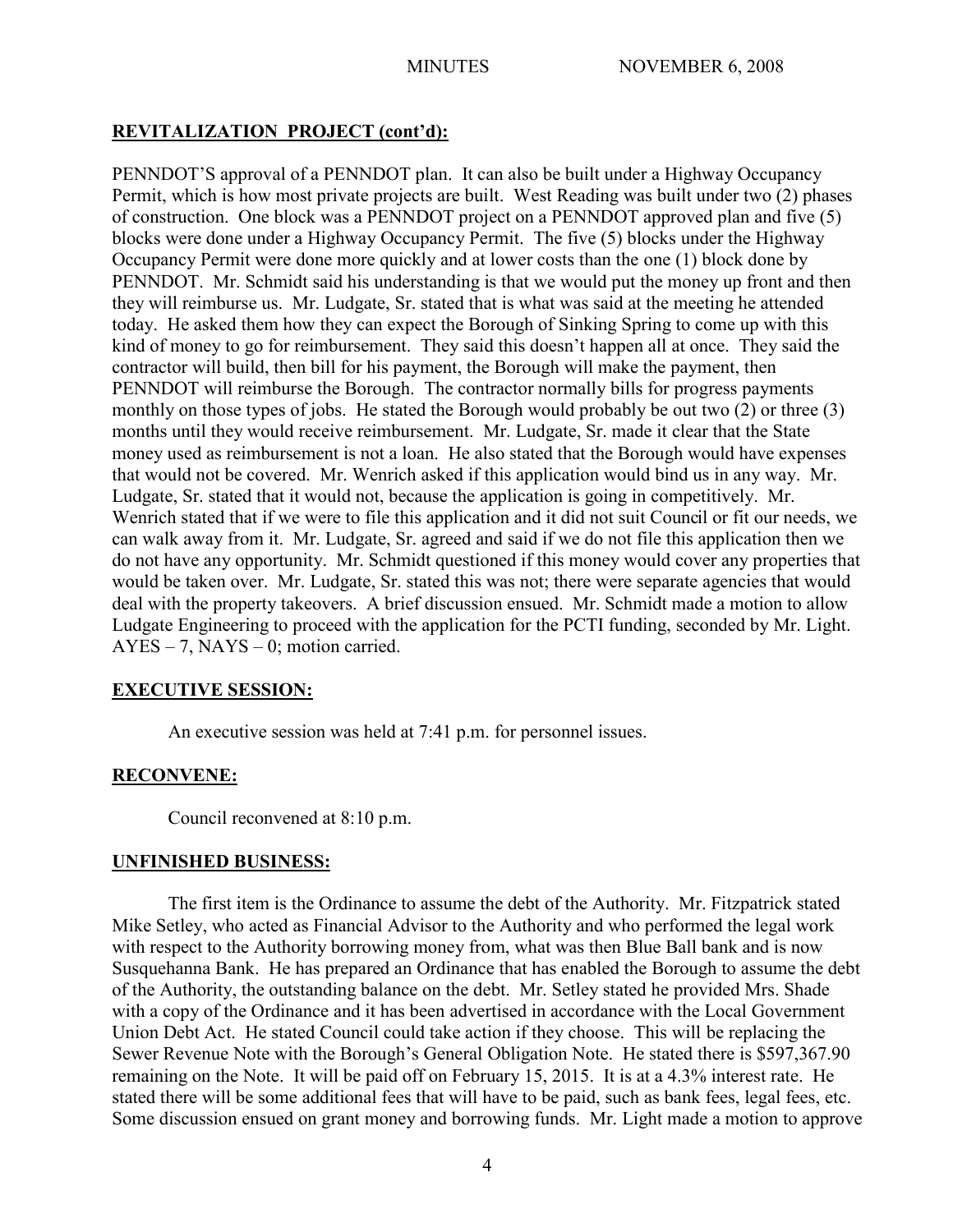## REVITALIZATION PROJECT (cont'd):

PENNDOT'S approval of a PENNDOT plan. It can also be built under a Highway Occupancy Permit, which is how most private projects are built. West Reading was built under two (2) phases of construction. One block was a PENNDOT project on a PENNDOT approved plan and five (5) blocks were done under a Highway Occupancy Permit. The five (5) blocks under the Highway Occupancy Permit were done more quickly and at lower costs than the one (1) block done by PENNDOT. Mr. Schmidt said his understanding is that we would put the money up front and then they will reimburse us. Mr. Ludgate, Sr. stated that is what was said at the meeting he attended today. He asked them how they can expect the Borough of Sinking Spring to come up with this kind of money to go for reimbursement. They said this doesn't happen all at once. They said the contractor will build, then bill for his payment, the Borough will make the payment, then PENNDOT will reimburse the Borough. The contractor normally bills for progress payments monthly on those types of jobs. He stated the Borough would probably be out two (2) or three (3) months until they would receive reimbursement. Mr. Ludgate, Sr. made it clear that the State money used as reimbursement is not a loan. He also stated that the Borough would have expenses that would not be covered. Mr. Wenrich asked if this application would bind us in any way. Mr. Ludgate, Sr. stated that it would not, because the application is going in competitively. Mr. Wenrich stated that if we were to file this application and it did not suit Council or fit our needs, we can walk away from it. Mr. Ludgate, Sr. agreed and said if we do not file this application then we do not have any opportunity. Mr. Schmidt questioned if this money would cover any properties that would be taken over. Mr. Ludgate, Sr. stated this was not; there were separate agencies that would deal with the property takeovers. A brief discussion ensued. Mr. Schmidt made a motion to allow Ludgate Engineering to proceed with the application for the PCTI funding, seconded by Mr. Light. AYES – 7, NAYS – 0; motion carried.

## EXECUTIVE SESSION:

An executive session was held at 7:41 p.m. for personnel issues.

## RECONVENE:

Council reconvened at 8:10 p.m.

## UNFINISHED BUSINESS:

The first item is the Ordinance to assume the debt of the Authority. Mr. Fitzpatrick stated Mike Setley, who acted as Financial Advisor to the Authority and who performed the legal work with respect to the Authority borrowing money from, what was then Blue Ball bank and is now Susquehanna Bank. He has prepared an Ordinance that has enabled the Borough to assume the debt of the Authority, the outstanding balance on the debt. Mr. Setley stated he provided Mrs. Shade with a copy of the Ordinance and it has been advertised in accordance with the Local Government Union Debt Act. He stated Council could take action if they choose. This will be replacing the Sewer Revenue Note with the Borough's General Obligation Note. He stated there is $597,367.90 remaining on the Note. It will be paid off on February 15, 2015. It is at a 4.3% interest rate. He stated there will be some additional fees that will have to be paid, such as bank fees, legal fees, etc. Some discussion ensued on grant money and borrowing funds. Mr. Light made a motion to approve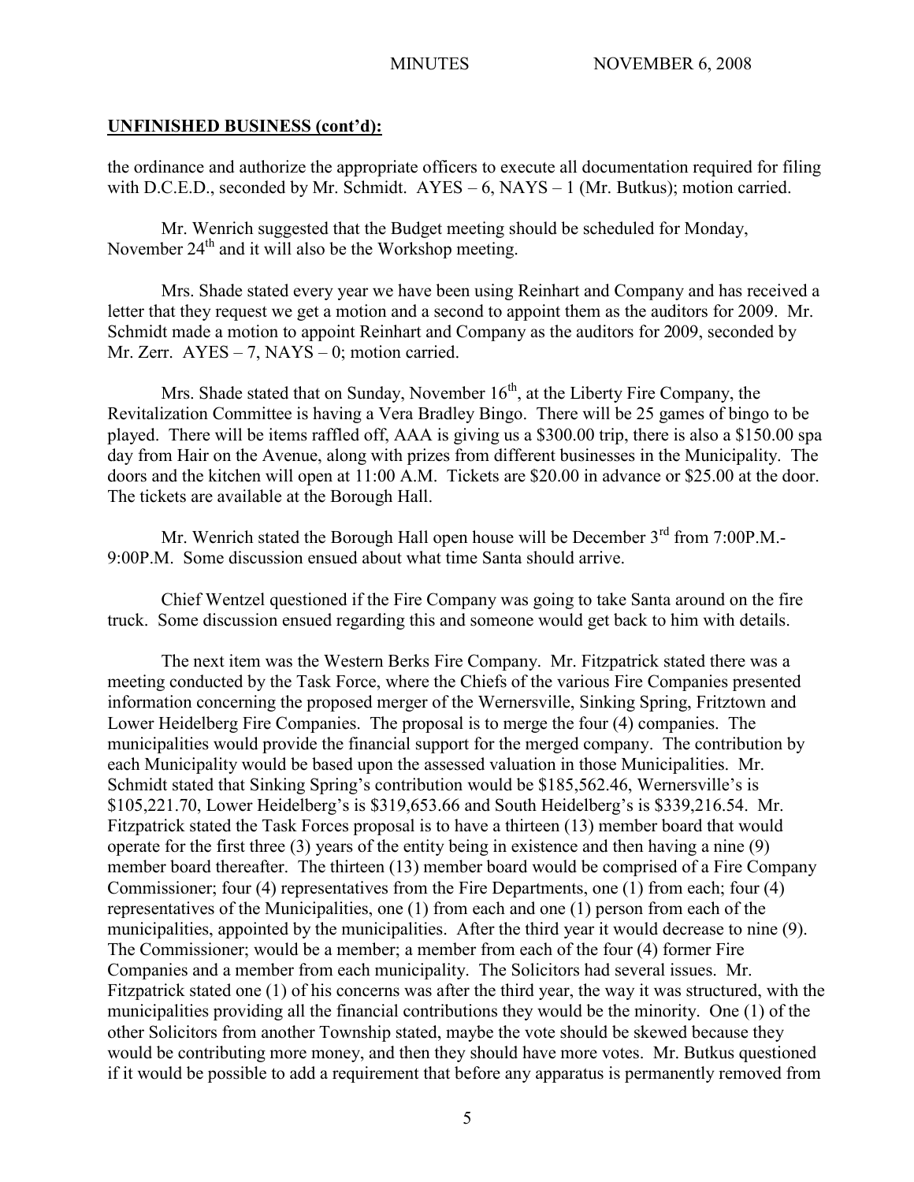**UNFINISHED BUSINESS (cont'd):**

the ordinance and authorize the appropriate officers to execute all documentation required for filing with D.C.E.D., seconded by Mr. Schmidt. AYES – 6, NAYS – 1 (Mr. Butkus); motion carried.

Mr. Wenrich suggested that the Budget meeting should be scheduled for Monday, November 24th and it will also be the Workshop meeting.

Mrs. Shade stated every year we have been using Reinhart and Company and has received a letter that they request we get a motion and a second to appoint them as the auditors for 2009. Mr. Schmidt made a motion to appoint Reinhart and Company as the auditors for 2009, seconded by Mr. Zerr. AYES – 7, NAYS – 0; motion carried.

Mrs. Shade stated that on Sunday, November 16th, at the Liberty Fire Company, the Revitalization Committee is having a Vera Bradley Bingo. There will be 25 games of bingo to be played. There will be items raffled off, AAA is giving us a $300.00 trip, there is also a $150.00 spa day from Hair on the Avenue, along with prizes from different businesses in the Municipality. The doors and the kitchen will open at 11:00 A.M. Tickets are $20.00 in advance or $25.00 at the door. The tickets are available at the Borough Hall.

Mr. Wenrich stated the Borough Hall open house will be December 3rd from 7:00P.M.-9:00P.M. Some discussion ensued about what time Santa should arrive.

Chief Wentzel questioned if the Fire Company was going to take Santa around on the fire truck. Some discussion ensued regarding this and someone would get back to him with details.

The next item was the Western Berks Fire Company. Mr. Fitzpatrick stated there was a meeting conducted by the Task Force, where the Chiefs of the various Fire Companies presented information concerning the proposed merger of the Wernersville, Sinking Spring, Fritztown and Lower Heidelberg Fire Companies. The proposal is to merge the four (4) companies. The municipalities would provide the financial support for the merged company. The contribution by each Municipality would be based upon the assessed valuation in those Municipalities. Mr. Schmidt stated that Sinking Spring's contribution would be $185,562.46, Wernersville's is $105,221.70, Lower Heidelberg's is $319,653.66 and South Heidelberg's is $339,216.54. Mr. Fitzpatrick stated the Task Forces proposal is to have a thirteen (13) member board that would operate for the first three (3) years of the entity being in existence and then having a nine (9) member board thereafter. The thirteen (13) member board would be comprised of a Fire Company Commissioner; four (4) representatives from the Fire Departments, one (1) from each; four (4) representatives of the Municipalities, one (1) from each and one (1) person from each of the municipalities, appointed by the municipalities. After the third year it would decrease to nine (9). The Commissioner; would be a member; a member from each of the four (4) former Fire Companies and a member from each municipality. The Solicitors had several issues. Mr. Fitzpatrick stated one (1) of his concerns was after the third year, the way it was structured, with the municipalities providing all the financial contributions they would be the minority. One (1) of the other Solicitors from another Township stated, maybe the vote should be skewed because they would be contributing more money, and then they should have more votes. Mr. Butkus questioned if it would be possible to add a requirement that before any apparatus is permanently removed from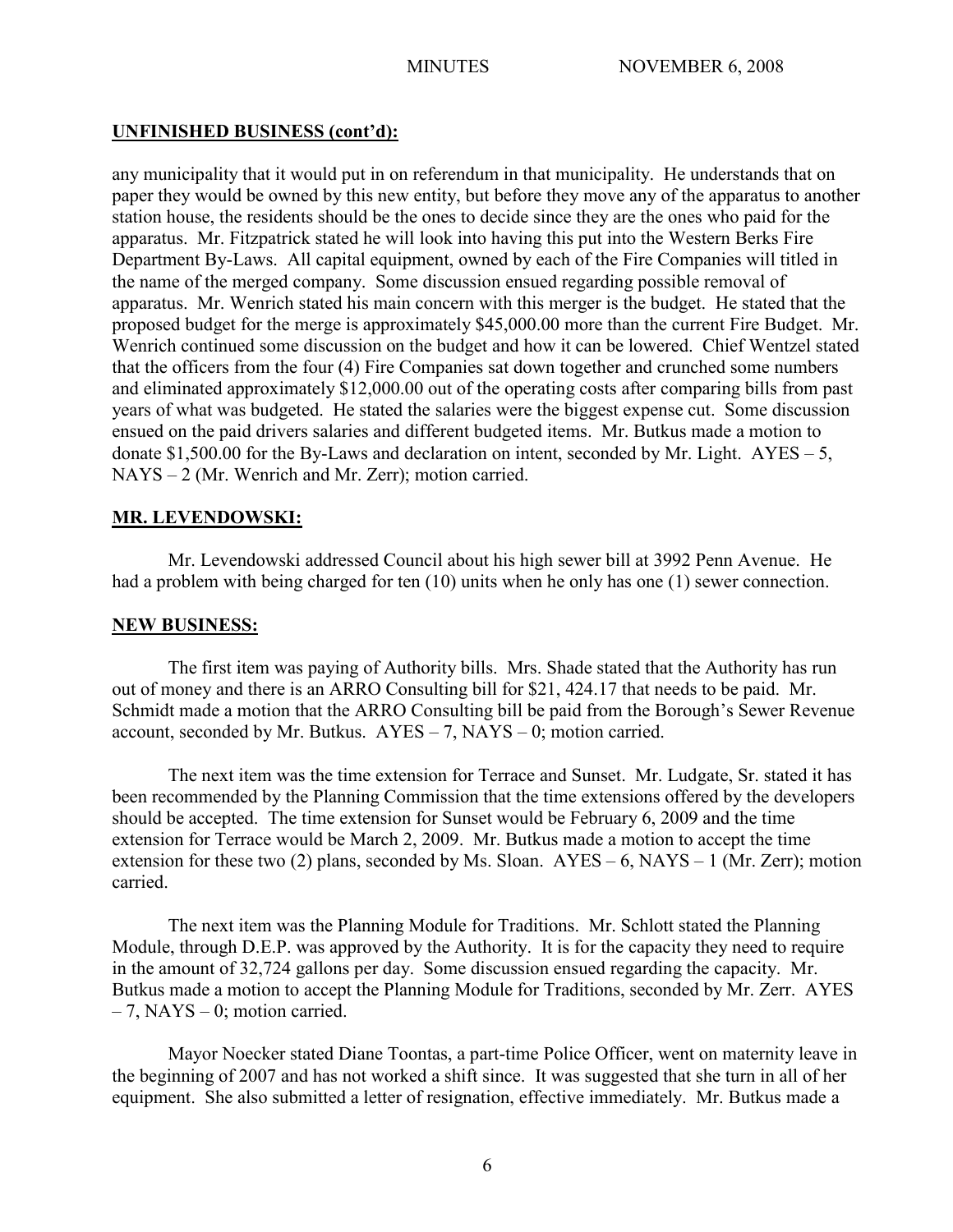## UNFINISHED BUSINESS (cont'd):

any municipality that it would put in on referendum in that municipality. He understands that on paper they would be owned by this new entity, but before they move any of the apparatus to another station house, the residents should be the ones to decide since they are the ones who paid for the apparatus. Mr. Fitzpatrick stated he will look into having this put into the Western Berks Fire Department By-Laws. All capital equipment, owned by each of the Fire Companies will titled in the name of the merged company. Some discussion ensued regarding possible removal of apparatus. Mr. Wenrich stated his main concern with this merger is the budget. He stated that the proposed budget for the merge is approximately $45,000.00 more than the current Fire Budget. Mr. Wenrich continued some discussion on the budget and how it can be lowered. Chief Wentzel stated that the officers from the four (4) Fire Companies sat down together and crunched some numbers and eliminated approximately $12,000.00 out of the operating costs after comparing bills from past years of what was budgeted. He stated the salaries were the biggest expense cut. Some discussion ensued on the paid drivers salaries and different budgeted items. Mr. Butkus made a motion to donate $1,500.00 for the By-Laws and declaration on intent, seconded by Mr. Light. AYES – 5, NAYS – 2 (Mr. Wenrich and Mr. Zerr); motion carried.

## MR. LEVENDOWSKI:

Mr. Levendowski addressed Council about his high sewer bill at 3992 Penn Avenue. He had a problem with being charged for ten (10) units when he only has one (1) sewer connection.

## NEW BUSINESS:

The first item was paying of Authority bills. Mrs. Shade stated that the Authority has run out of money and there is an ARRO Consulting bill for $21, 424.17 that needs to be paid. Mr. Schmidt made a motion that the ARRO Consulting bill be paid from the Borough's Sewer Revenue account, seconded by Mr. Butkus. AYES – 7, NAYS – 0; motion carried.

The next item was the time extension for Terrace and Sunset. Mr. Ludgate, Sr. stated it has been recommended by the Planning Commission that the time extensions offered by the developers should be accepted. The time extension for Sunset would be February 6, 2009 and the time extension for Terrace would be March 2, 2009. Mr. Butkus made a motion to accept the time extension for these two (2) plans, seconded by Ms. Sloan. AYES – 6, NAYS – 1 (Mr. Zerr); motion carried.

The next item was the Planning Module for Traditions. Mr. Schlott stated the Planning Module, through D.E.P. was approved by the Authority. It is for the capacity they need to require in the amount of 32,724 gallons per day. Some discussion ensued regarding the capacity. Mr. Butkus made a motion to accept the Planning Module for Traditions, seconded by Mr. Zerr. AYES – 7, NAYS – 0; motion carried.

Mayor Noecker stated Diane Toontas, a part-time Police Officer, went on maternity leave in the beginning of 2007 and has not worked a shift since. It was suggested that she turn in all of her equipment. She also submitted a letter of resignation, effective immediately. Mr. Butkus made a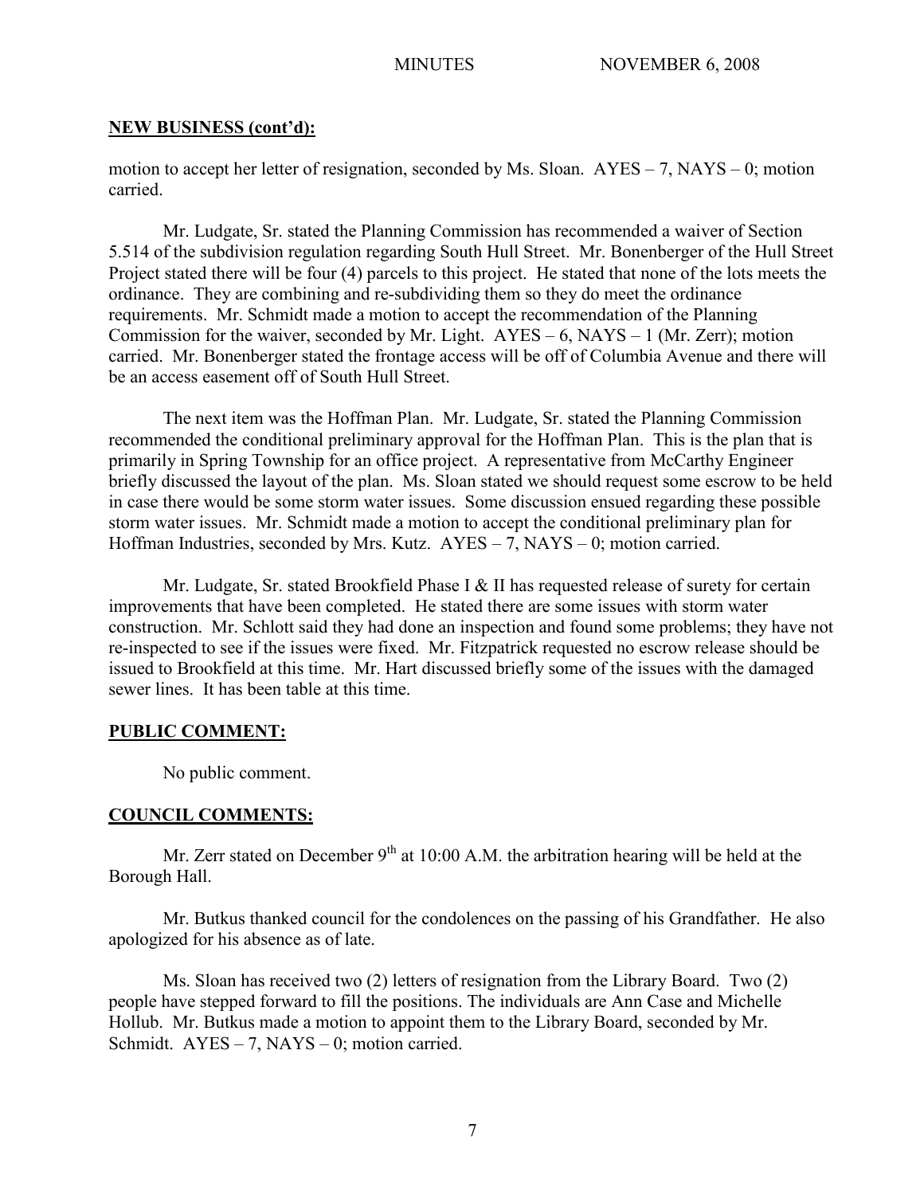**NEW BUSINESS (cont'd):**

motion to accept her letter of resignation, seconded by Ms. Sloan. AYES – 7, NAYS – 0; motion carried.

Mr. Ludgate, Sr. stated the Planning Commission has recommended a waiver of Section 5.514 of the subdivision regulation regarding South Hull Street. Mr. Bonenberger of the Hull Street Project stated there will be four (4) parcels to this project. He stated that none of the lots meets the ordinance. They are combining and re-subdividing them so they do meet the ordinance requirements. Mr. Schmidt made a motion to accept the recommendation of the Planning Commission for the waiver, seconded by Mr. Light. AYES – 6, NAYS – 1 (Mr. Zerr); motion carried. Mr. Bonenberger stated the frontage access will be off of Columbia Avenue and there will be an access easement off of South Hull Street.

The next item was the Hoffman Plan. Mr. Ludgate, Sr. stated the Planning Commission recommended the conditional preliminary approval for the Hoffman Plan. This is the plan that is primarily in Spring Township for an office project. A representative from McCarthy Engineer briefly discussed the layout of the plan. Ms. Sloan stated we should request some escrow to be held in case there would be some storm water issues. Some discussion ensued regarding these possible storm water issues. Mr. Schmidt made a motion to accept the conditional preliminary plan for Hoffman Industries, seconded by Mrs. Kutz. AYES – 7, NAYS – 0; motion carried.

Mr. Ludgate, Sr. stated Brookfield Phase I & II has requested release of surety for certain improvements that have been completed. He stated there are some issues with storm water construction. Mr. Schlott said they had done an inspection and found some problems; they have not re-inspected to see if the issues were fixed. Mr. Fitzpatrick requested no escrow release should be issued to Brookfield at this time. Mr. Hart discussed briefly some of the issues with the damaged sewer lines. It has been table at this time.

**PUBLIC COMMENT:**

No public comment.

**COUNCIL COMMENTS:**

Mr. Zerr stated on December 9th at 10:00 A.M. the arbitration hearing will be held at the Borough Hall.

Mr. Butkus thanked council for the condolences on the passing of his Grandfather. He also apologized for his absence as of late.

Ms. Sloan has received two (2) letters of resignation from the Library Board. Two (2) people have stepped forward to fill the positions. The individuals are Ann Case and Michelle Hollub. Mr. Butkus made a motion to appoint them to the Library Board, seconded by Mr. Schmidt. AYES – 7, NAYS – 0; motion carried.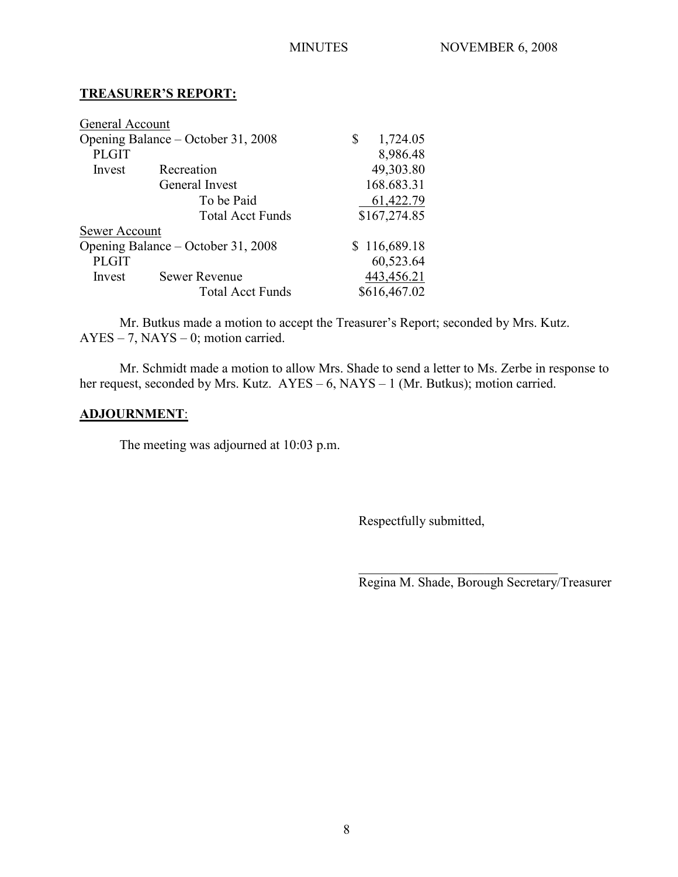## TREASURER'S REPORT:

| | | |
|---|---|---|
| General Account | | |
| Opening Balance – October 31, 2008 | | $ 1,724.05 |
| PLGIT | | 8,986.48 |
| Invest | Recreation | 49,303.80 |
| | General Invest | 168.683.31 |
| | To be Paid | 61,422.79 |
| | Total Acct Funds | $167,274.85 |
| Sewer Account | | |
| Opening Balance – October 31, 2008 | | $ 116,689.18 |
| PLGIT | | 60,523.64 |
| Invest | Sewer Revenue | 443,456.21 |
| | Total Acct Funds | $616,467.02 |

Mr. Butkus made a motion to accept the Treasurer's Report; seconded by Mrs. Kutz. AYES – 7, NAYS – 0; motion carried.

Mr. Schmidt made a motion to allow Mrs. Shade to send a letter to Ms. Zerbe in response to her request, seconded by Mrs. Kutz. AYES – 6, NAYS – 1 (Mr. Butkus); motion carried.

## ADJOURNMENT:

The meeting was adjourned at 10:03 p.m.

Respectfully submitted,

\_\_\_\_\_\_\_\_\_\_\_\_\_\_\_\_\_\_\_\_\_\_\_\_\_\_\_\_\_\_

Regina M. Shade, Borough Secretary/Treasurer